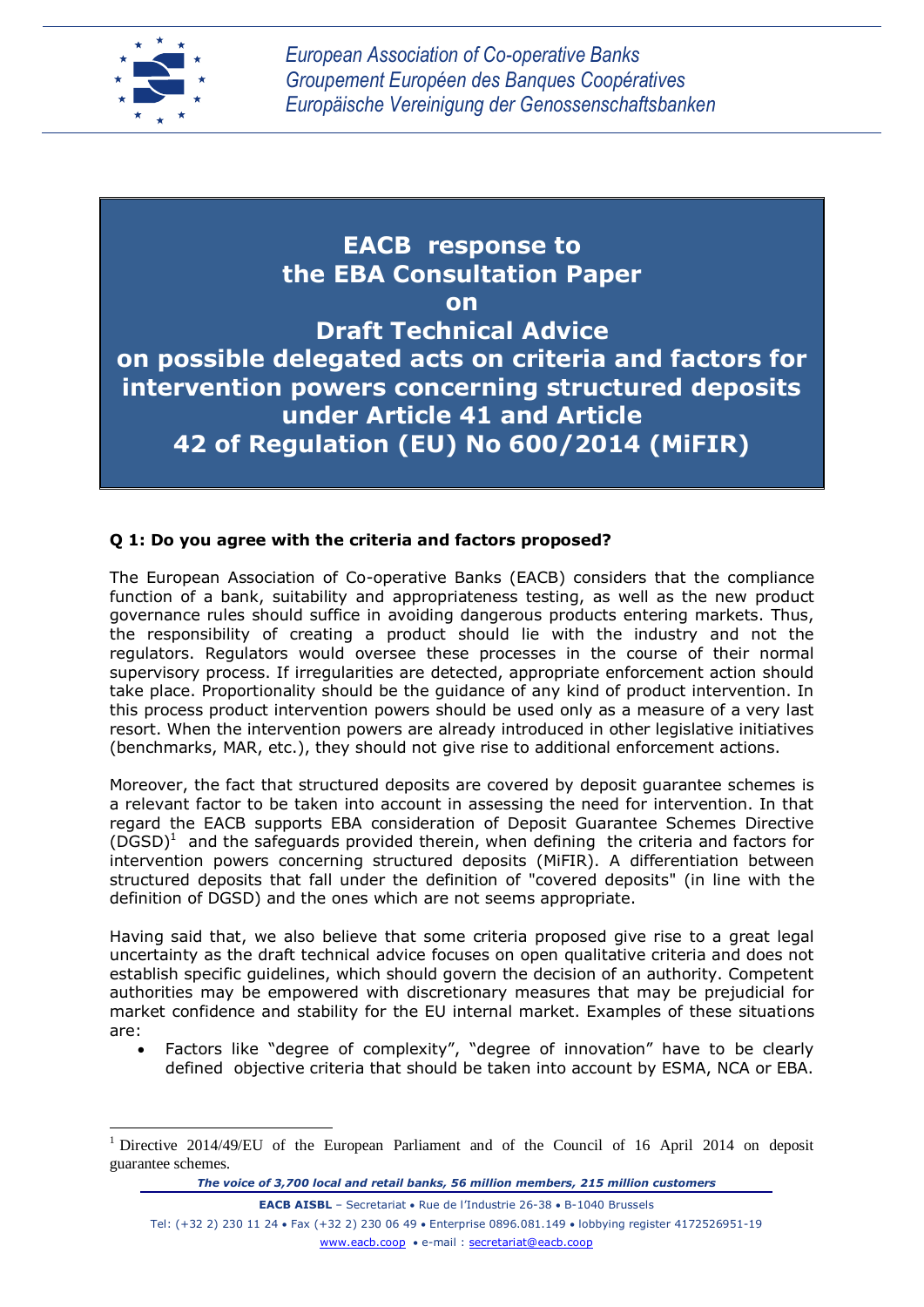European Association of Co-operative Banks
Groupement Européen des Banques Coopératives
Europäische Vereinigung der Genossenschaftsbanken

# EACB response to the EBA Consultation Paper on Draft Technical Advice on possible delegated acts on criteria and factors for intervention powers concerning structured deposits under Article 41 and Article 42 of Regulation (EU) No 600/2014 (MiFIR)

**Q 1: Do you agree with the criteria and factors proposed?**

The European Association of Co-operative Banks (EACB) considers that the compliance function of a bank, suitability and appropriateness testing, as well as the new product governance rules should suffice in avoiding dangerous products entering markets. Thus, the responsibility of creating a product should lie with the industry and not the regulators. Regulators would oversee these processes in the course of their normal supervisory process. If irregularities are detected, appropriate enforcement action should take place. Proportionality should be the guidance of any kind of product intervention. In this process product intervention powers should be used only as a measure of a very last resort. When the intervention powers are already introduced in other legislative initiatives (benchmarks, MAR, etc.), they should not give rise to additional enforcement actions.

Moreover, the fact that structured deposits are covered by deposit guarantee schemes is a relevant factor to be taken into account in assessing the need for intervention. In that regard the EACB supports EBA consideration of Deposit Guarantee Schemes Directive (DGSD)[1] and the safeguards provided therein, when defining the criteria and factors for intervention powers concerning structured deposits (MiFIR). A differentiation between structured deposits that fall under the definition of "covered deposits" (in line with the definition of DGSD) and the ones which are not seems appropriate.

Having said that, we also believe that some criteria proposed give rise to a great legal uncertainty as the draft technical advice focuses on open qualitative criteria and does not establish specific guidelines, which should govern the decision of an authority. Competent authorities may be empowered with discretionary measures that may be prejudicial for market confidence and stability for the EU internal market. Examples of these situations are:

- Factors like "degree of complexity", "degree of innovation" have to be clearly defined objective criteria that should be taken into account by ESMA, NCA or EBA.

[1] Directive 2014/49/EU of the European Parliament and of the Council of 16 April 2014 on deposit guarantee schemes.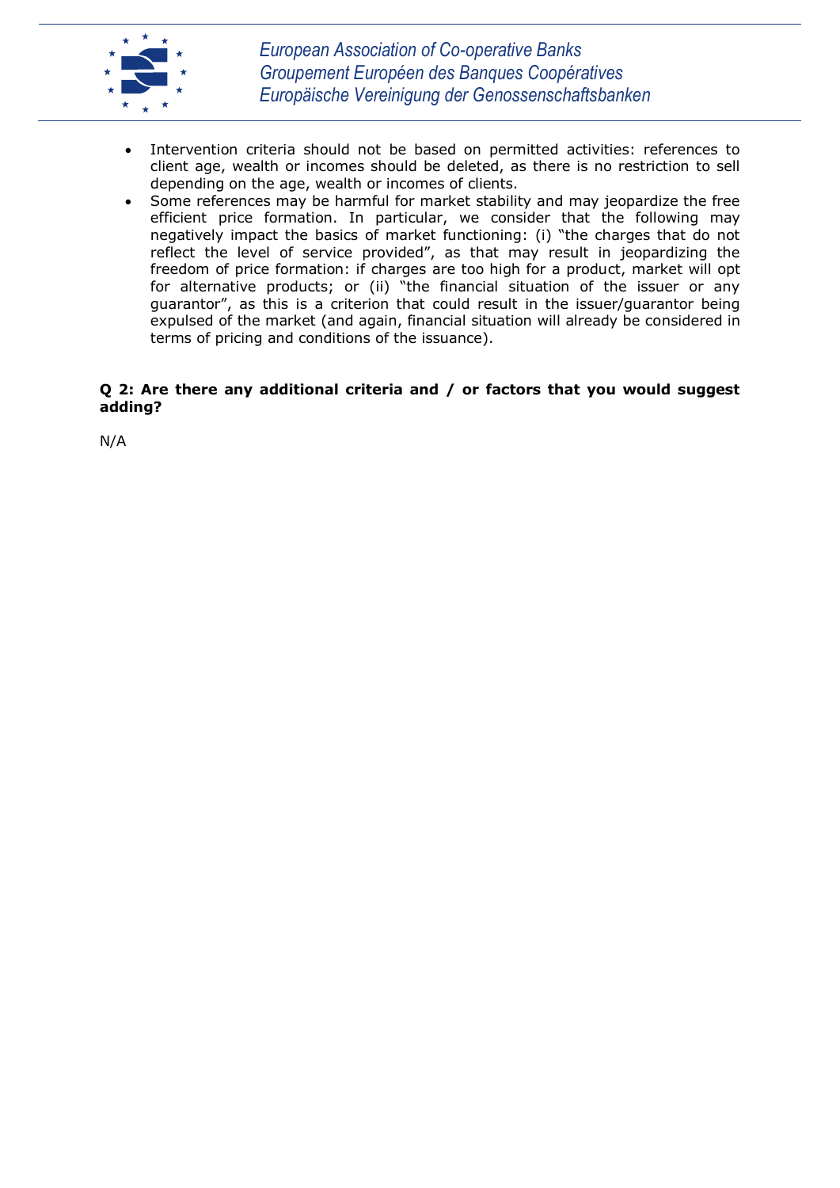- Intervention criteria should not be based on permitted activities: references to client age, wealth or incomes should be deleted, as there is no restriction to sell depending on the age, wealth or incomes of clients.
- Some references may be harmful for market stability and may jeopardize the free efficient price formation. In particular, we consider that the following may negatively impact the basics of market functioning: (i) "the charges that do not reflect the level of service provided", as that may result in jeopardizing the freedom of price formation: if charges are too high for a product, market will opt for alternative products; or (ii) "the financial situation of the issuer or any guarantor", as this is a criterion that could result in the issuer/guarantor being expulsed of the market (and again, financial situation will already be considered in terms of pricing and conditions of the issuance).

**Q 2: Are there any additional criteria and / or factors that you would suggest adding?**

N/A